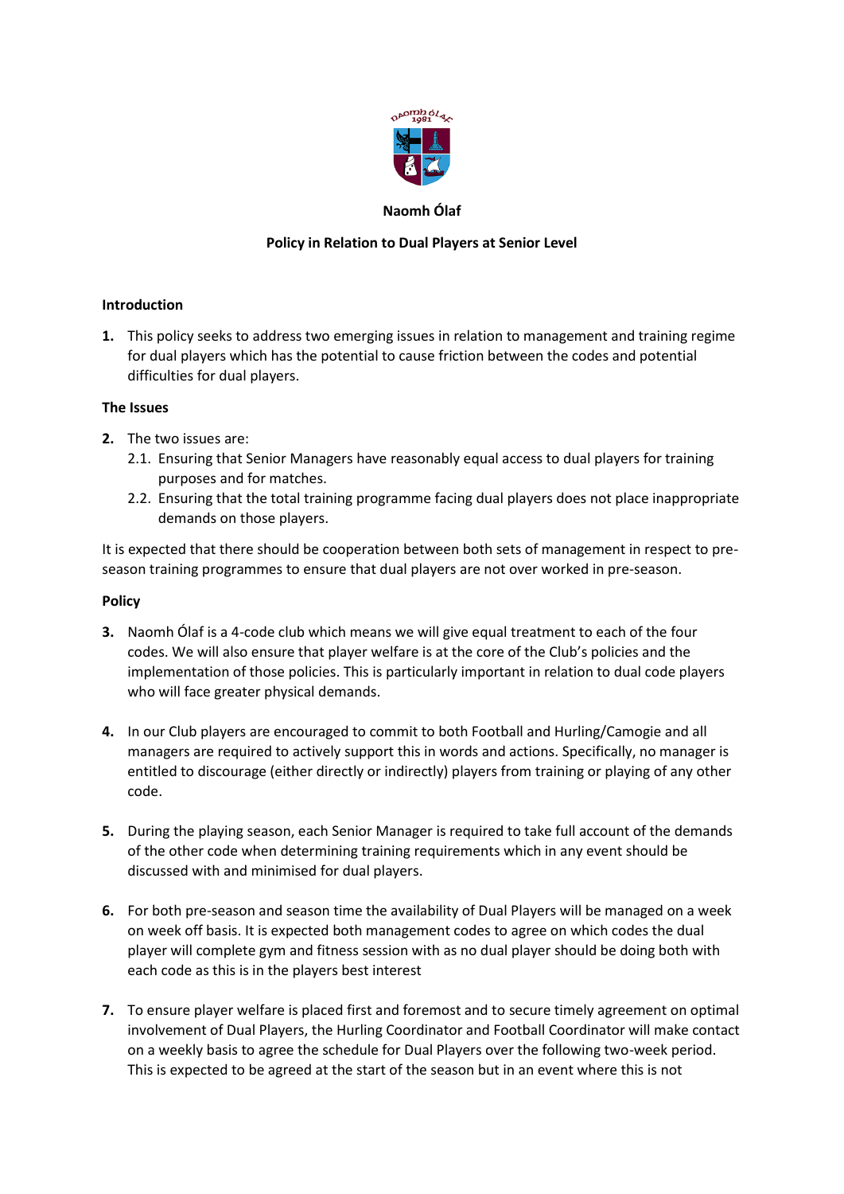**Naomh Ólaf**

**Policy in Relation to Dual Players at Senior Level**

**Introduction**

1. This policy seeks to address two emerging issues in relation to management and training regime for dual players which has the potential to cause friction between the codes and potential difficulties for dual players.

**The Issues**

2. The two issues are:
   2.1. Ensuring that Senior Managers have reasonably equal access to dual players for training purposes and for matches.
   2.2. Ensuring that the total training programme facing dual players does not place inappropriate demands on those players.

It is expected that there should be cooperation between both sets of management in respect to pre-season training programmes to ensure that dual players are not over worked in pre-season.

**Policy**

3. Naomh Ólaf is a 4-code club which means we will give equal treatment to each of the four codes. We will also ensure that player welfare is at the core of the Club's policies and the implementation of those policies. This is particularly important in relation to dual code players who will face greater physical demands.

4. In our Club players are encouraged to commit to both Football and Hurling/Camogie and all managers are required to actively support this in words and actions. Specifically, no manager is entitled to discourage (either directly or indirectly) players from training or playing of any other code.

5. During the playing season, each Senior Manager is required to take full account of the demands of the other code when determining training requirements which in any event should be discussed with and minimised for dual players.

6. For both pre-season and season time the availability of Dual Players will be managed on a week on week off basis. It is expected both management codes to agree on which codes the dual player will complete gym and fitness session with as no dual player should be doing both with each code as this is in the players best interest

7. To ensure player welfare is placed first and foremost and to secure timely agreement on optimal involvement of Dual Players, the Hurling Coordinator and Football Coordinator will make contact on a weekly basis to agree the schedule for Dual Players over the following two-week period. This is expected to be agreed at the start of the season but in an event where this is not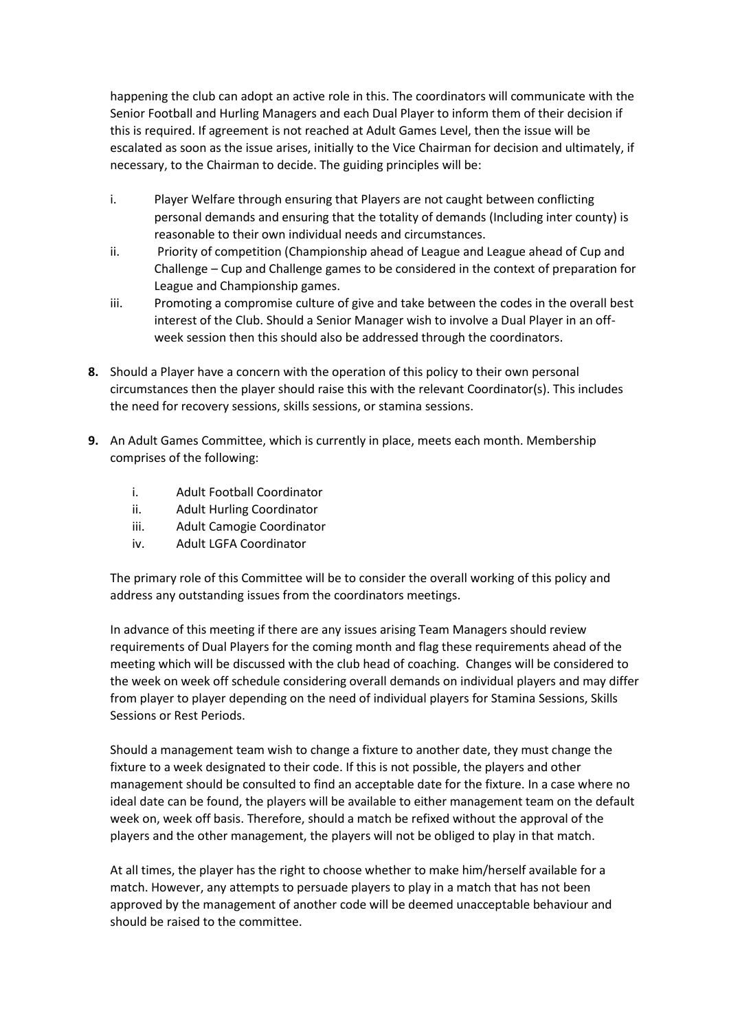happening the club can adopt an active role in this. The coordinators will communicate with the Senior Football and Hurling Managers and each Dual Player to inform them of their decision if this is required. If agreement is not reached at Adult Games Level, then the issue will be escalated as soon as the issue arises, initially to the Vice Chairman for decision and ultimately, if necessary, to the Chairman to decide. The guiding principles will be:

i. Player Welfare through ensuring that Players are not caught between conflicting personal demands and ensuring that the totality of demands (Including inter county) is reasonable to their own individual needs and circumstances.

ii. Priority of competition (Championship ahead of League and League ahead of Cup and Challenge – Cup and Challenge games to be considered in the context of preparation for League and Championship games.

iii. Promoting a compromise culture of give and take between the codes in the overall best interest of the Club. Should a Senior Manager wish to involve a Dual Player in an off-week session then this should also be addressed through the coordinators.

**8.** Should a Player have a concern with the operation of this policy to their own personal circumstances then the player should raise this with the relevant Coordinator(s). This includes the need for recovery sessions, skills sessions, or stamina sessions.

**9.** An Adult Games Committee, which is currently in place, meets each month. Membership comprises of the following:

i. Adult Football Coordinator
ii. Adult Hurling Coordinator
iii. Adult Camogie Coordinator
iv. Adult LGFA Coordinator

The primary role of this Committee will be to consider the overall working of this policy and address any outstanding issues from the coordinators meetings.

In advance of this meeting if there are any issues arising Team Managers should review requirements of Dual Players for the coming month and flag these requirements ahead of the meeting which will be discussed with the club head of coaching. Changes will be considered to the week on week off schedule considering overall demands on individual players and may differ from player to player depending on the need of individual players for Stamina Sessions, Skills Sessions or Rest Periods.

Should a management team wish to change a fixture to another date, they must change the fixture to a week designated to their code. If this is not possible, the players and other management should be consulted to find an acceptable date for the fixture. In a case where no ideal date can be found, the players will be available to either management team on the default week on, week off basis. Therefore, should a match be refixed without the approval of the players and the other management, the players will not be obliged to play in that match.

At all times, the player has the right to choose whether to make him/herself available for a match. However, any attempts to persuade players to play in a match that has not been approved by the management of another code will be deemed unacceptable behaviour and should be raised to the committee.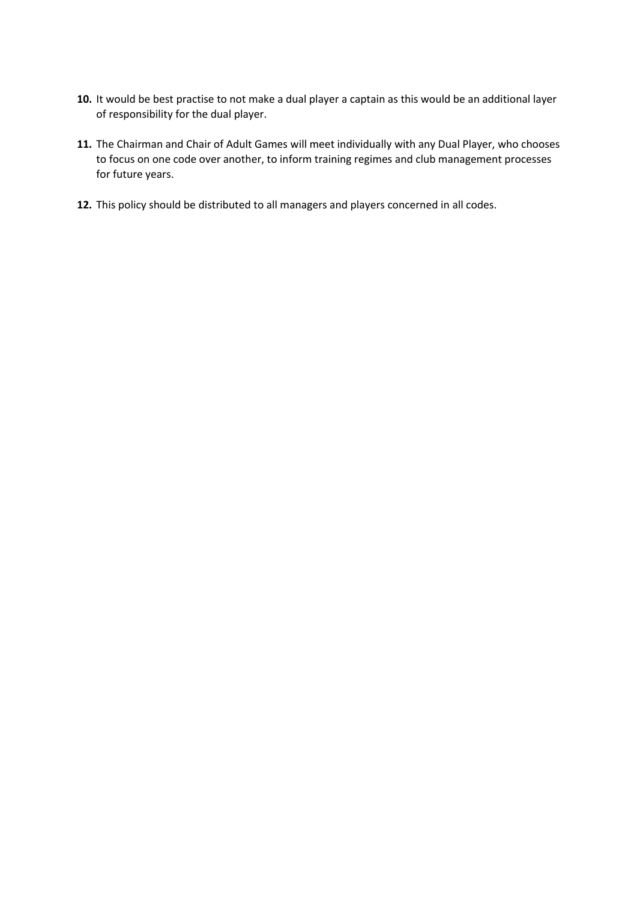10. It would be best practise to not make a dual player a captain as this would be an additional layer of responsibility for the dual player.

11. The Chairman and Chair of Adult Games will meet individually with any Dual Player, who chooses to focus on one code over another, to inform training regimes and club management processes for future years.

12. This policy should be distributed to all managers and players concerned in all codes.